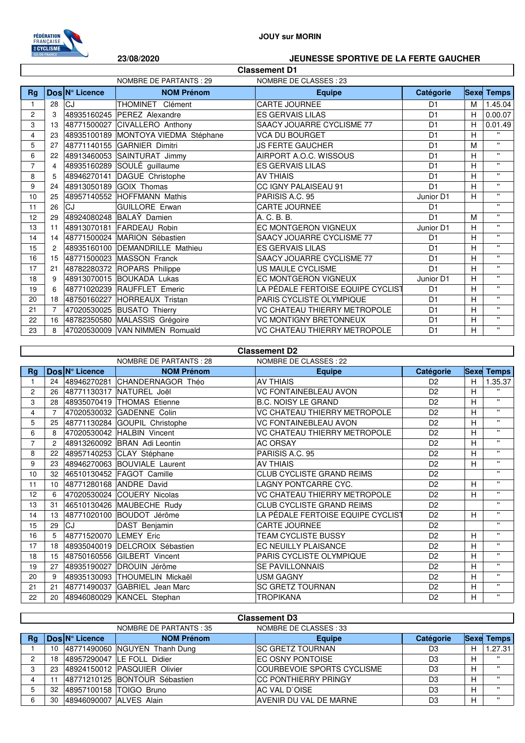**JOUY sur MORIN**

**23/08/2020** **JEUNESSE SPORTIVE DE LA FERTE GAUCHER**

## Classement D1

NOMBRE DE PARTANTS : 29 NOMBRE DE CLASSES : 23

| Rg | Dos | N° Licence | NOM Prénom | Equipe | Catégorie | Sexe | Temps |
|---|---|---|---|---|---|---|---|
| 1 | 28 | CJ | THOMINET Clément | CARTE JOURNEE | D1 | M | 1.45.04 |
| 2 | 3 | 48935160245 | PEREZ Alexandre | ES GERVAIS LILAS | D1 | H | 0.00.07 |
| 3 | 13 | 48771500027 | CIVALLERO Anthony | SAACY JOUARRE CYCLISME 77 | D1 | H | 0.01.49 |
| 4 | 23 | 48935100189 | MONTOYA VIEDMA Stéphane | VCA DU BOURGET | D1 | H | " |
| 5 | 27 | 48771140155 | GARNIER Dimitri | JS FERTE GAUCHER | D1 | M | " |
| 6 | 22 | 48913460053 | SAINTURAT Jimmy | AIRPORT A.O.C. WISSOUS | D1 | H | " |
| 7 | 4 | 48935160289 | SOULÉ guillaume | ES GERVAIS LILAS | D1 | H | " |
| 8 | 5 | 48946270141 | DAGUE Christophe | AV THIAIS | D1 | H | " |
| 9 | 24 | 48913050189 | GOIX Thomas | CC IGNY PALAISEAU 91 | D1 | H | " |
| 10 | 25 | 48957140552 | HOFFMANN Mathis | PARISIS A.C. 95 | Junior D1 | H | " |
| 11 | 26 | CJ | GUILLORE Erwan | CARTE JOURNEE | D1 | | " |
| 12 | 29 | 48924080248 | BALAŸ Damien | A. C. B. B. | D1 | M | " |
| 13 | 11 | 48913070181 | FARDEAU Robin | EC MONTGERON VIGNEUX | Junior D1 | H | " |
| 14 | 14 | 48771500024 | MARION Sébastien | SAACY JOUARRE CYCLISME 77 | D1 | H | " |
| 15 | 2 | 48935160100 | DEMANDRILLE Mathieu | ES GERVAIS LILAS | D1 | H | " |
| 16 | 15 | 48771500023 | MASSON Franck | SAACY JOUARRE CYCLISME 77 | D1 | H | " |
| 17 | 21 | 48782280372 | ROPARS Philippe | US MAULE CYCLISME | D1 | H | " |
| 18 | 9 | 48913070015 | BOUKADA Lukas | EC MONTGERON VIGNEUX | Junior D1 | H | " |
| 19 | 6 | 48771020239 | RAUFFLET Emeric | LA PÉDALE FERTOISE EQUIPE CYCLIST | D1 | H | " |
| 20 | 18 | 48750160227 | HORREAUX Tristan | PARIS CYCLISTE OLYMPIQUE | D1 | H | " |
| 21 | 7 | 47020530025 | BUSATO Thierry | VC CHATEAU THIERRY METROPOLE | D1 | H | " |
| 22 | 16 | 48782350580 | MALASSIS Grégoire | VC MONTIGNY BRETONNEUX | D1 | H | " |
| 23 | 8 | 47020530009 | VAN NIMMEN Romuald | VC CHATEAU THIERRY METROPOLE | D1 | H | " |

## Classement D2

NOMBRE DE PARTANTS : 28 NOMBRE DE CLASSES : 22

| Rg | Dos | N° Licence | NOM Prénom | Equipe | Catégorie | Sexe | Temps |
|---|---|---|---|---|---|---|---|
| 1 | 24 | 48946270281 | CHANDERNAGOR Théo | AV THIAIS | D2 | H | 1.35.37 |
| 2 | 26 | 48771130317 | NATUREL Joël | VC FONTAINEBLEAU AVON | D2 | H | " |
| 3 | 28 | 48935070419 | THOMAS Etienne | B.C. NOISY LE GRAND | D2 | H | " |
| 4 | 7 | 47020530032 | GADENNE Colin | VC CHATEAU THIERRY METROPOLE | D2 | H | " |
| 5 | 25 | 48771130284 | GOUPIL Christophe | VC FONTAINEBLEAU AVON | D2 | H | " |
| 6 | 8 | 47020530042 | HALBIN Vincent | VC CHATEAU THIERRY METROPOLE | D2 | H | " |
| 7 | 2 | 48913260092 | BRAN Adi Leontin | AC ORSAY | D2 | H | " |
| 8 | 22 | 48957140253 | CLAY Stéphane | PARISIS A.C. 95 | D2 | H | " |
| 9 | 23 | 48946270063 | BOUVIALE Laurent | AV THIAIS | D2 | H | " |
| 10 | 32 | 46510130452 | FAGOT Camille | CLUB CYCLISTE GRAND REIMS | D2 | | " |
| 11 | 10 | 48771280168 | ANDRE David | LAGNY PONTCARRE CYC. | D2 | H | " |
| 12 | 6 | 47020530024 | COUERY Nicolas | VC CHATEAU THIERRY METROPOLE | D2 | H | " |
| 13 | 31 | 46510130426 | MAUBECHE Rudy | CLUB CYCLISTE GRAND REIMS | D2 | | " |
| 14 | 13 | 48771020100 | BOUDOT Jérôme | LA PÉDALE FERTOISE EQUIPE CYCLIST | D2 | H | " |
| 15 | 29 | CJ | DAST Benjamin | CARTE JOURNEE | D2 | | " |
| 16 | 5 | 48771520070 | LEMEY Eric | TEAM CYCLISTE BUSSY | D2 | H | " |
| 17 | 18 | 48935040019 | DELCROIX Sébastien | EC NEUILLY PLAISANCE | D2 | H | " |
| 18 | 15 | 48750160556 | GILBERT Vincent | PARIS CYCLISTE OLYMPIQUE | D2 | H | " |
| 19 | 27 | 48935190027 | DROUIN Jérôme | SE PAVILLONNAIS | D2 | H | " |
| 20 | 9 | 48935130093 | THOUMELIN Mickaël | USM GAGNY | D2 | H | " |
| 21 | 21 | 48771490037 | GABRIEL Jean Marc | SC GRETZ TOURNAN | D2 | H | " |
| 22 | 20 | 48946080029 | KANCEL Stephan | TROPIKANA | D2 | H | " |

## Classement D3

NOMBRE DE PARTANTS : 35 NOMBRE DE CLASSES : 33

| Rg | Dos | N° Licence | NOM Prénom | Equipe | Catégorie | Sexe | Temps |
|---|---|---|---|---|---|---|---|
| 1 | 10 | 48771490060 | NGUYEN Thanh Dung | SC GRETZ TOURNAN | D3 | H | 1.27.31 |
| 2 | 18 | 48957290047 | LE FOLL Didier | EC OSNY PONTOISE | D3 | H | " |
| 3 | 23 | 48924150012 | PASQUIER Olivier | COURBEVOIE SPORTS CYCLISME | D3 | H | " |
| 4 | 11 | 48771210125 | BONTOUR Sébastien | CC PONTHIERRY PRINGY | D3 | H | " |
| 5 | 32 | 48957100158 | TOIGO Bruno | AC VAL D`OISE | D3 | H | " |
| 6 | 30 | 48946090007 | ALVES Alain | AVENIR DU VAL DE MARNE | D3 | H | " |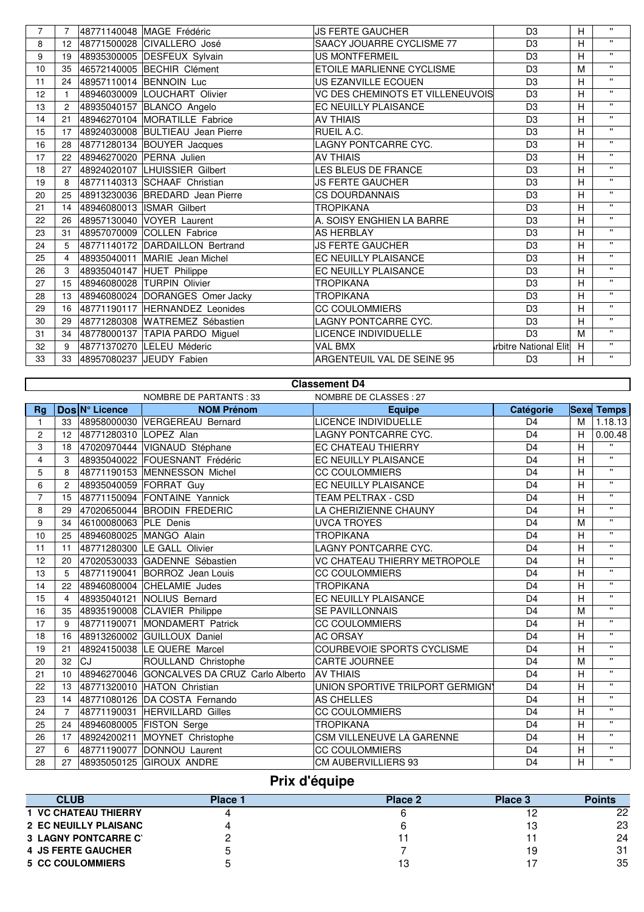| | | | | | | | |
|---|---|---|---|---|---|---|---|
| 7 | 7 | 48771140048 | MAGE Frédéric | JS FERTE GAUCHER | D3 | H | " |
| 8 | 12 | 48771500028 | CIVALLERO José | SAACY JOUARRE CYCLISME 77 | D3 | H | " |
| 9 | 19 | 48935300005 | DESFEUX Sylvain | US MONTFERMEIL | D3 | H | " |
| 10 | 35 | 46572140005 | BECHIR Clément | ETOILE MARLIENNE CYCLISME | D3 | M | " |
| 11 | 24 | 48957110014 | BENNOIN Luc | US EZANVILLE ECOUEN | D3 | H | " |
| 12 | 1 | 48946030009 | LOUCHART Olivier | VC DES CHEMINOTS ET VILLENEUVOIS | D3 | H | " |
| 13 | 2 | 48935040157 | BLANCO Angelo | EC NEUILLY PLAISANCE | D3 | H | " |
| 14 | 21 | 48946270104 | MORATILLE Fabrice | AV THIAIS | D3 | H | " |
| 15 | 17 | 48924030008 | BULTIEAU Jean Pierre | RUEIL A.C. | D3 | H | " |
| 16 | 28 | 48771280134 | BOUYER Jacques | LAGNY PONTCARRE CYC. | D3 | H | " |
| 17 | 22 | 48946270020 | PERNA Julien | AV THIAIS | D3 | H | " |
| 18 | 27 | 48924020107 | LHUISSIER Gilbert | LES BLEUS DE FRANCE | D3 | H | " |
| 19 | 8 | 48771140313 | SCHAAF Christian | JS FERTE GAUCHER | D3 | H | " |
| 20 | 25 | 48913230036 | BREDARD Jean Pierre | CS DOURDANNAIS | D3 | H | " |
| 21 | 14 | 48946080013 | ISMAR Gilbert | TROPIKANA | D3 | H | " |
| 22 | 26 | 48957130040 | VOYER Laurent | A. SOISY ENGHIEN LA BARRE | D3 | H | " |
| 23 | 31 | 48957070009 | COLLEN Fabrice | AS HERBLAY | D3 | H | " |
| 24 | 5 | 48771140172 | DARDAILLON Bertrand | JS FERTE GAUCHER | D3 | H | " |
| 25 | 4 | 48935040011 | MARIE Jean Michel | EC NEUILLY PLAISANCE | D3 | H | " |
| 26 | 3 | 48935040147 | HUET Philippe | EC NEUILLY PLAISANCE | D3 | H | " |
| 27 | 15 | 48946080028 | TURPIN Olivier | TROPIKANA | D3 | H | " |
| 28 | 13 | 48946080024 | DORANGES Omer Jacky | TROPIKANA | D3 | H | " |
| 29 | 16 | 48771190117 | HERNANDEZ Leonides | CC COULOMMIERS | D3 | H | " |
| 30 | 29 | 48771280308 | WATREMEZ Sébastien | LAGNY PONTCARRE CYC. | D3 | H | " |
| 31 | 34 | 48778000137 | TAPIA PARDO Miguel | LICENCE INDIVIDUELLE | D3 | M | " |
| 32 | 9 | 48771370270 | LELEU Méderic | VAL BMX | rbitre National Elit | H | " |
| 33 | 33 | 48957080237 | JEUDY Fabien | ARGENTEUIL VAL DE SEINE 95 | D3 | H | " |

## Classement D4

NOMBRE DE PARTANTS : 33 NOMBRE DE CLASSES : 27

| Rg | Dos | N° Licence | NOM Prénom | Equipe | Catégorie | Sexe | Temps |
|---|---|---|---|---|---|---|---|
| 1 | 33 | 48958000030 | VERGEREAU Bernard | LICENCE INDIVIDUELLE | D4 | M | 1.18.13 |
| 2 | 12 | 48771280310 | LOPEZ Alan | LAGNY PONTCARRE CYC. | D4 | H | 0.00.48 |
| 3 | 18 | 47020970444 | VIGNAUD Stéphane | EC CHATEAU THIERRY | D4 | H | " |
| 4 | 3 | 48935040022 | FOUESNANT Frédéric | EC NEUILLY PLAISANCE | D4 | H | " |
| 5 | 8 | 48771190153 | MENNESSON Michel | CC COULOMMIERS | D4 | H | " |
| 6 | 2 | 48935040059 | FORRAT Guy | EC NEUILLY PLAISANCE | D4 | H | " |
| 7 | 15 | 48771150094 | FONTAINE Yannick | TEAM PELTRAX - CSD | D4 | H | " |
| 8 | 29 | 47020650044 | BRODIN FREDERIC | LA CHERIZIENNE CHAUNY | D4 | H | " |
| 9 | 34 | 46100080063 | PLE Denis | UVCA TROYES | D4 | M | " |
| 10 | 25 | 48946080025 | MANGO Alain | TROPIKANA | D4 | H | " |
| 11 | 11 | 48771280300 | LE GALL Olivier | LAGNY PONTCARRE CYC. | D4 | H | " |
| 12 | 20 | 47020530033 | GADENNE Sébastien | VC CHATEAU THIERRY METROPOLE | D4 | H | " |
| 13 | 5 | 48771190041 | BORROZ Jean Louis | CC COULOMMIERS | D4 | H | " |
| 14 | 22 | 48946080004 | CHELAMIE Judes | TROPIKANA | D4 | H | " |
| 15 | 4 | 48935040121 | NOLIUS Bernard | EC NEUILLY PLAISANCE | D4 | H | " |
| 16 | 35 | 48935190008 | CLAVIER Philippe | SE PAVILLONNAIS | D4 | M | " |
| 17 | 9 | 48771190071 | MONDAMERT Patrick | CC COULOMMIERS | D4 | H | " |
| 18 | 16 | 48913260002 | GUILLOUX Daniel | AC ORSAY | D4 | H | " |
| 19 | 21 | 48924150038 | LE QUERE Marcel | COURBEVOIE SPORTS CYCLISME | D4 | H | " |
| 20 | 32 | CJ | ROULLAND Christophe | CARTE JOURNEE | D4 | M | " |
| 21 | 10 | 48946270046 | GONCALVES DA CRUZ Carlo Alberto | AV THIAIS | D4 | H | " |
| 22 | 13 | 48771320010 | HATON Christian | UNION SPORTIVE TRILPORT GERMIGNY | D4 | H | " |
| 23 | 14 | 48771080126 | DA COSTA Fernando | AS CHELLES | D4 | H | " |
| 24 | 7 | 48771190031 | HERVILLARD Gilles | CC COULOMMIERS | D4 | H | " |
| 25 | 24 | 48946080005 | FISTON Serge | TROPIKANA | D4 | H | " |
| 26 | 17 | 48924200211 | MOYNET Christophe | CSM VILLENEUVE LA GARENNE | D4 | H | " |
| 27 | 6 | 48771190077 | DONNOU Laurent | CC COULOMMIERS | D4 | H | " |
| 28 | 27 | 48935050125 | GIROUX ANDRE | CM AUBERVILLIERS 93 | D4 | H | " |

## Prix d'équipe

| CLUB | Place 1 | Place 2 | Place 3 | Points |
|---|---|---|---|---|
| **1 VC CHATEAU THIERRY** | 4 | 6 | 12 | 22 |
| **2 EC NEUILLY PLAISANC** | 4 | 6 | 13 | 23 |
| **3 LAGNY PONTCARRE C** | 2 | 11 | 11 | 24 |
| **4 JS FERTE GAUCHER** | 5 | 7 | 19 | 31 |
| **5 CC COULOMMIERS** | 5 | 13 | 17 | 35 |